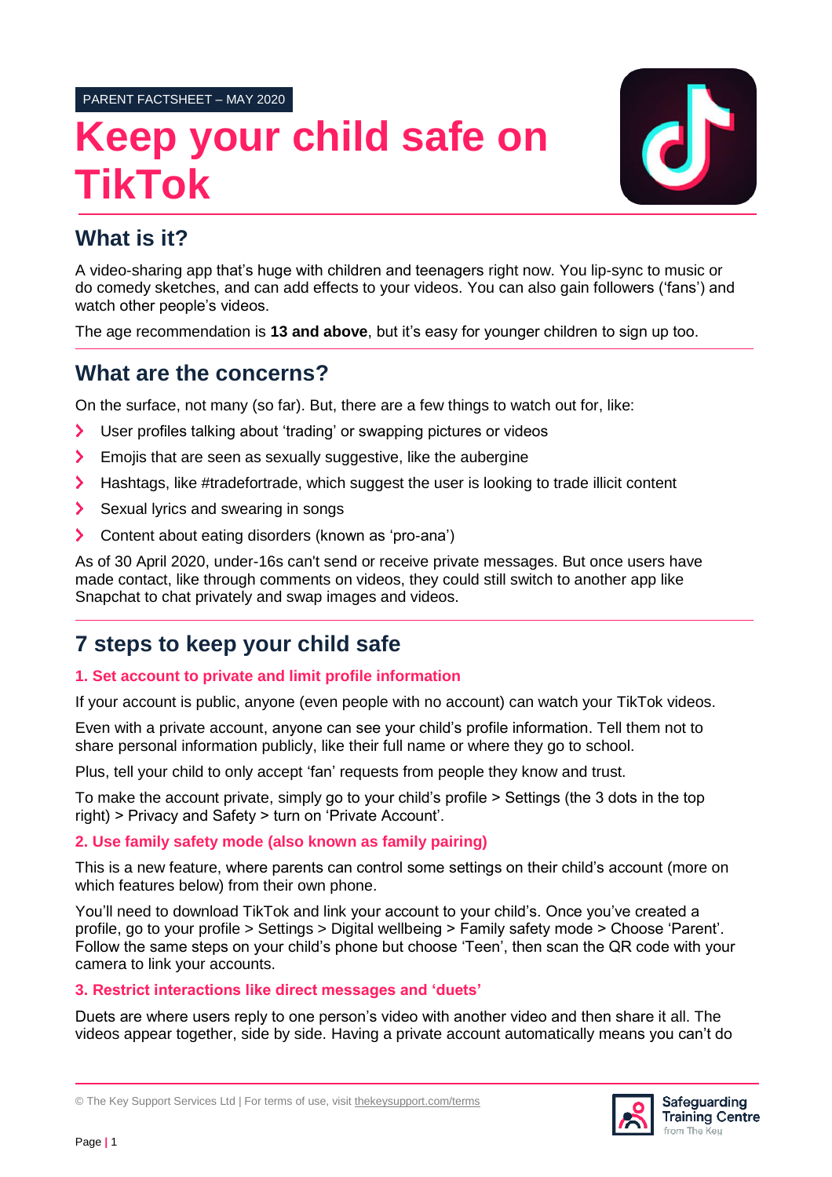PARENT FACTSHEET – MAY 2020

# Keep your child safe on TikTok

## What is it?

A video-sharing app that's huge with children and teenagers right now. You lip-sync to music or do comedy sketches, and can add effects to your videos. You can also gain followers ('fans') and watch other people's videos.

The age recommendation is **13 and above**, but it's easy for younger children to sign up too.

## What are the concerns?

On the surface, not many (so far). But, there are a few things to watch out for, like:

- User profiles talking about 'trading' or swapping pictures or videos
- Emojis that are seen as sexually suggestive, like the aubergine
- Hashtags, like #tradefortrade, which suggest the user is looking to trade illicit content
- Sexual lyrics and swearing in songs
- Content about eating disorders (known as 'pro-ana')

As of 30 April 2020, under-16s can't send or receive private messages. But once users have made contact, like through comments on videos, they could still switch to another app like Snapchat to chat privately and swap images and videos.

## 7 steps to keep your child safe

### 1. Set account to private and limit profile information

If your account is public, anyone (even people with no account) can watch your TikTok videos.

Even with a private account, anyone can see your child's profile information. Tell them not to share personal information publicly, like their full name or where they go to school.

Plus, tell your child to only accept 'fan' requests from people they know and trust.

To make the account private, simply go to your child's profile > Settings (the 3 dots in the top right) > Privacy and Safety > turn on 'Private Account'.

### 2. Use family safety mode (also known as family pairing)

This is a new feature, where parents can control some settings on their child's account (more on which features below) from their own phone.

You'll need to download TikTok and link your account to your child's. Once you've created a profile, go to your profile > Settings > Digital wellbeing > Family safety mode > Choose 'Parent'. Follow the same steps on your child's phone but choose 'Teen', then scan the QR code with your camera to link your accounts.

### 3. Restrict interactions like direct messages and 'duets'

Duets are where users reply to one person's video with another video and then share it all. The videos appear together, side by side. Having a private account automatically means you can't do

© The Key Support Services Ltd | For terms of use, visit thekeysupport.com/terms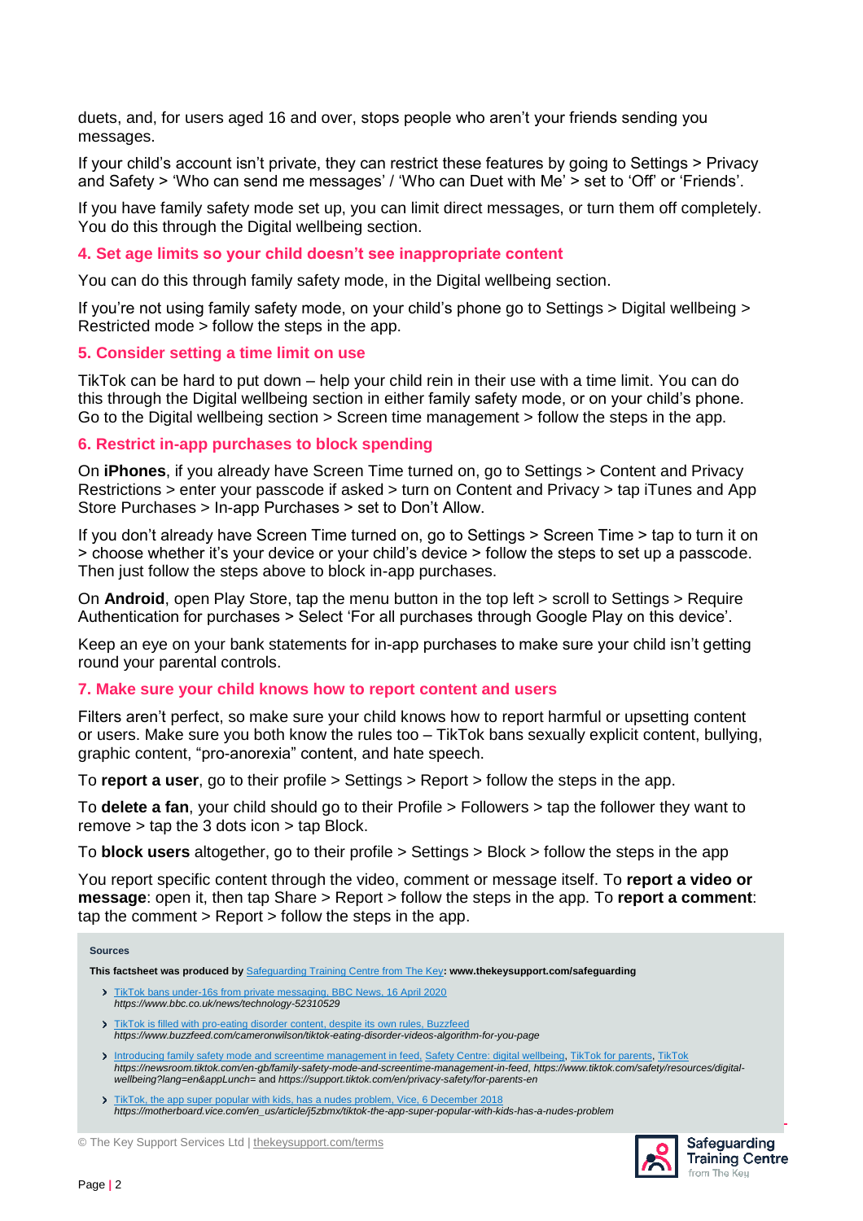duets, and, for users aged 16 and over, stops people who aren't your friends sending you messages.

If your child's account isn't private, they can restrict these features by going to Settings > Privacy and Safety > 'Who can send me messages' / 'Who can Duet with Me' > set to 'Off' or 'Friends'.

If you have family safety mode set up, you can limit direct messages, or turn them off completely. You do this through the Digital wellbeing section.

### 4. Set age limits so your child doesn't see inappropriate content

You can do this through family safety mode, in the Digital wellbeing section.

If you're not using family safety mode, on your child's phone go to Settings > Digital wellbeing > Restricted mode > follow the steps in the app.

### 5. Consider setting a time limit on use

TikTok can be hard to put down – help your child rein in their use with a time limit. You can do this through the Digital wellbeing section in either family safety mode, or on your child's phone. Go to the Digital wellbeing section > Screen time management > follow the steps in the app.

### 6. Restrict in-app purchases to block spending

On **iPhones**, if you already have Screen Time turned on, go to Settings > Content and Privacy Restrictions > enter your passcode if asked > turn on Content and Privacy > tap iTunes and App Store Purchases > In-app Purchases > set to Don't Allow.

If you don't already have Screen Time turned on, go to Settings > Screen Time > tap to turn it on > choose whether it's your device or your child's device > follow the steps to set up a passcode. Then just follow the steps above to block in-app purchases.

On **Android**, open Play Store, tap the menu button in the top left > scroll to Settings > Require Authentication for purchases > Select 'For all purchases through Google Play on this device'.

Keep an eye on your bank statements for in-app purchases to make sure your child isn't getting round your parental controls.

### 7. Make sure your child knows how to report content and users

Filters aren't perfect, so make sure your child knows how to report harmful or upsetting content or users. Make sure you both know the rules too – TikTok bans sexually explicit content, bullying, graphic content, "pro-anorexia" content, and hate speech.

To **report a user**, go to their profile > Settings > Report > follow the steps in the app.

To **delete a fan**, your child should go to their Profile > Followers > tap the follower they want to remove > tap the 3 dots icon > tap Block.

To **block users** altogether, go to their profile > Settings > Block > follow the steps in the app

You report specific content through the video, comment or message itself. To **report a video or message**: open it, then tap Share > Report > follow the steps in the app. To **report a comment**: tap the comment > Report > follow the steps in the app.

**Sources**

**This factsheet was produced by** Safeguarding Training Centre from The Key**: www.thekeysupport.com/safeguarding**

- TikTok bans under-16s from private messaging, BBC News, 16 April 2020
  *https://www.bbc.co.uk/news/technology-52310529*
- TikTok is filled with pro-eating disorder content, despite its own rules, Buzzfeed
  *https://www.buzzfeed.com/cameronwilson/tiktok-eating-disorder-videos-algorithm-for-you-page*
- Introducing family safety mode and screentime management in feed, Safety Centre: digital wellbeing, TikTok for parents, TikTok
  *https://newsroom.tiktok.com/en-gb/family-safety-mode-and-screentime-management-in-feed, https://www.tiktok.com/safety/resources/digital-wellbeing?lang=en&appLunch=* and *https://support.tiktok.com/en/privacy-safety/for-parents-en*
- TikTok, the app super popular with kids, has a nudes problem, Vice, 6 December 2018
  *https://motherboard.vice.com/en_us/article/j5zbmx/tiktok-the-app-super-popular-with-kids-has-a-nudes-problem*

© The Key Support Services Ltd | thekeysupport.com/terms

Safeguarding Training Centre from The Key